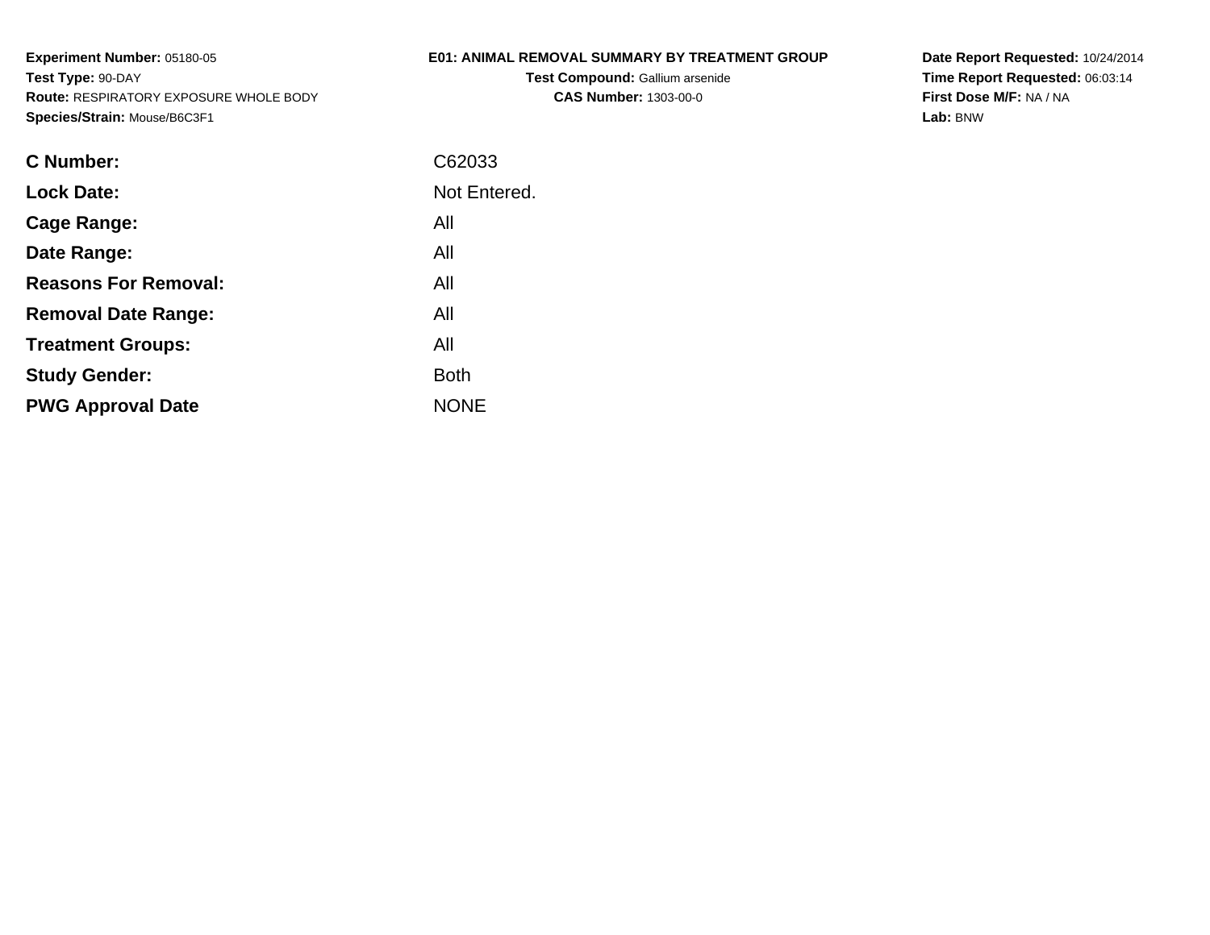**Experiment Number:** 05180-05
**Test Type:** 90-DAY
**Route:** RESPIRATORY EXPOSURE WHOLE BODY
**Species/Strain:** Mouse/B6C3F1

**E01: ANIMAL REMOVAL SUMMARY BY TREATMENT GROUP**
**Test Compound:** Gallium arsenide
**CAS Number:** 1303-00-0

**Date Report Requested:** 10/24/2014
**Time Report Requested:** 06:03:14
**First Dose M/F:** NA / NA
**Lab:** BNW

| | |
|---|---|
| **C Number:** | C62033 |
| **Lock Date:** | Not Entered. |
| **Cage Range:** | All |
| **Date Range:** | All |
| **Reasons For Removal:** | All |
| **Removal Date Range:** | All |
| **Treatment Groups:** | All |
| **Study Gender:** | Both |
| **PWG Approval Date** | NONE |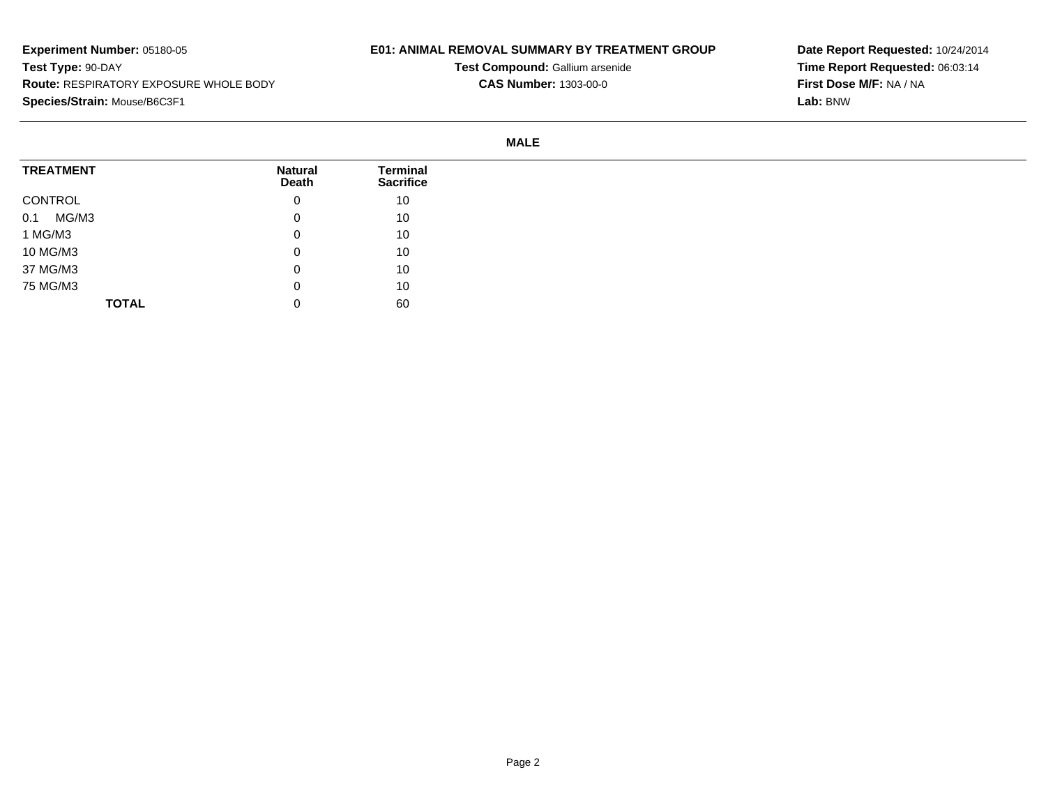**Experiment Number:** 05180-05
**Test Type:** 90-DAY
**Route:** RESPIRATORY EXPOSURE WHOLE BODY
**Species/Strain:** Mouse/B6C3F1

**E01: ANIMAL REMOVAL SUMMARY BY TREATMENT GROUP**
**Test Compound:** Gallium arsenide
**CAS Number:** 1303-00-0

**Date Report Requested:** 10/24/2014
**Time Report Requested:** 06:03:14
**First Dose M/F:** NA / NA
**Lab:** BNW

**MALE**

| TREATMENT | Natural Death | Terminal Sacrifice |
|---|---|---|
| CONTROL | 0 | 10 |
| 0.1 MG/M3 | 0 | 10 |
| 1 MG/M3 | 0 | 10 |
| 10 MG/M3 | 0 | 10 |
| 37 MG/M3 | 0 | 10 |
| 75 MG/M3 | 0 | 10 |
| **TOTAL** | 0 | 60 |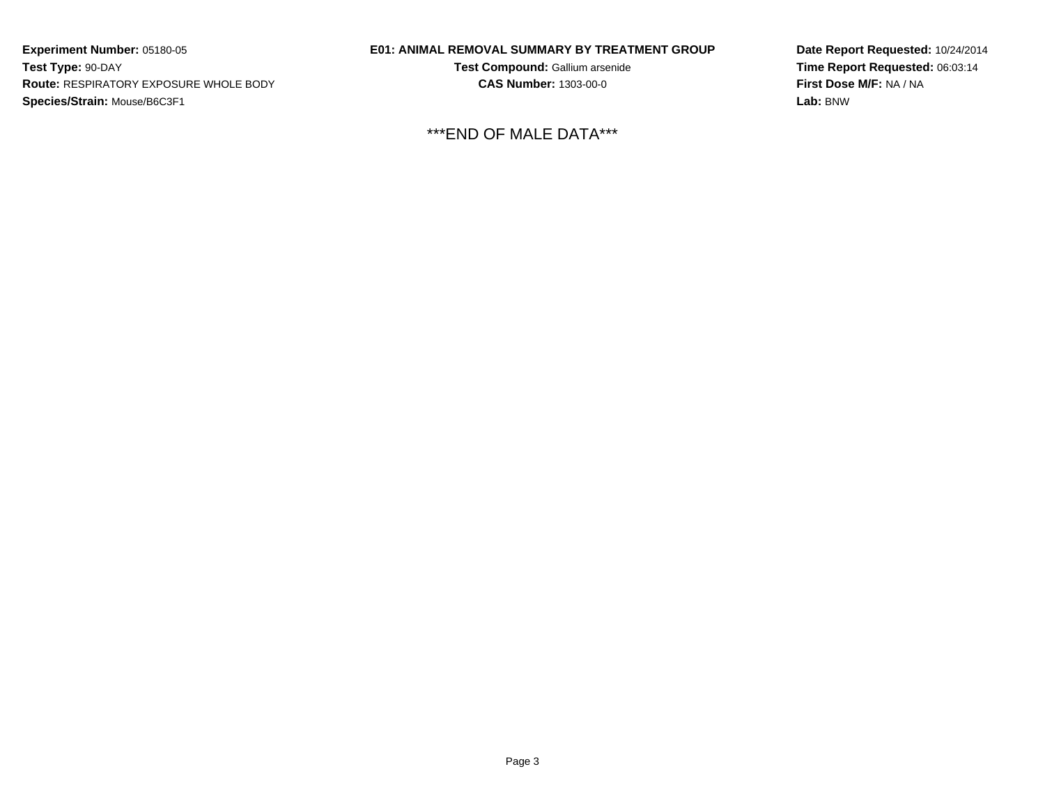**Experiment Number:** 05180-05
**Test Type:** 90-DAY
**Route:** RESPIRATORY EXPOSURE WHOLE BODY
**Species/Strain:** Mouse/B6C3F1

**E01: ANIMAL REMOVAL SUMMARY BY TREATMENT GROUP**
**Test Compound:** Gallium arsenide
**CAS Number:** 1303-00-0

**Date Report Requested:** 10/24/2014
**Time Report Requested:** 06:03:14
**First Dose M/F:** NA / NA
**Lab:** BNW

***END OF MALE DATA***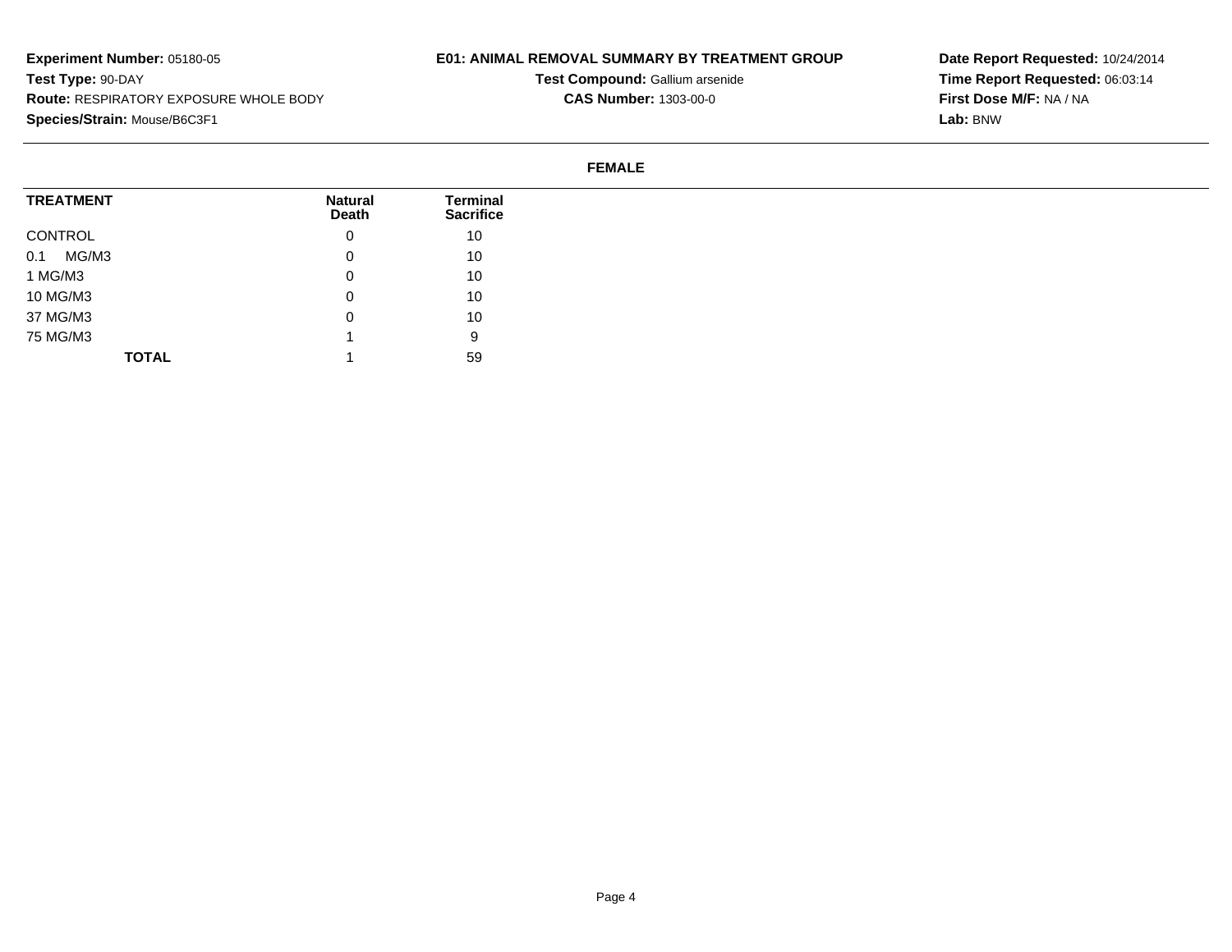**Experiment Number:** 05180-05
**Test Type:** 90-DAY
**Route:** RESPIRATORY EXPOSURE WHOLE BODY
**Species/Strain:** Mouse/B6C3F1

**E01: ANIMAL REMOVAL SUMMARY BY TREATMENT GROUP**
**Test Compound:** Gallium arsenide
**CAS Number:** 1303-00-0

**Date Report Requested:** 10/24/2014
**Time Report Requested:** 06:03:14
**First Dose M/F:** NA / NA
**Lab:** BNW

**FEMALE**

| TREATMENT | Natural Death | Terminal Sacrifice |
|---|---|---|
| CONTROL | 0 | 10 |
| 0.1 MG/M3 | 0 | 10 |
| 1 MG/M3 | 0 | 10 |
| 10 MG/M3 | 0 | 10 |
| 37 MG/M3 | 0 | 10 |
| 75 MG/M3 | 1 | 9 |
| **TOTAL** | 1 | 59 |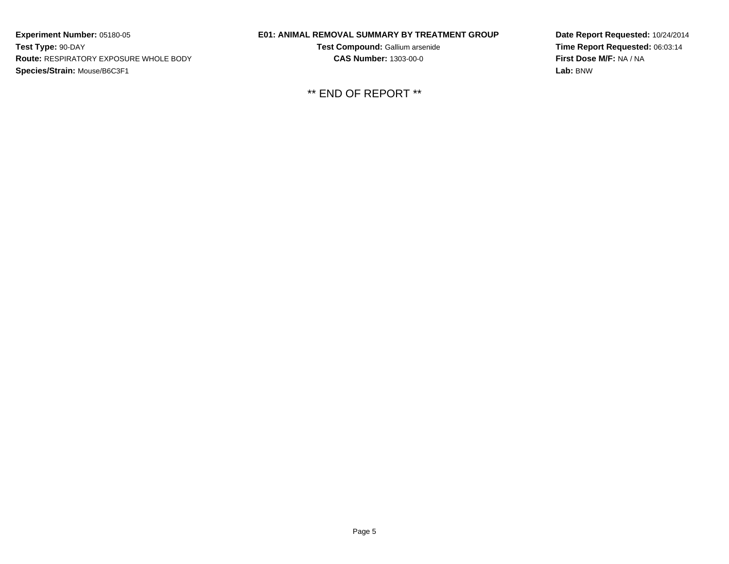**Experiment Number:** 05180-05
**Test Type:** 90-DAY
**Route:** RESPIRATORY EXPOSURE WHOLE BODY
**Species/Strain:** Mouse/B6C3F1

**E01: ANIMAL REMOVAL SUMMARY BY TREATMENT GROUP**
**Test Compound:** Gallium arsenide
**CAS Number:** 1303-00-0

**Date Report Requested:** 10/24/2014
**Time Report Requested:** 06:03:14
**First Dose M/F:** NA / NA
**Lab:** BNW

** END OF REPORT **